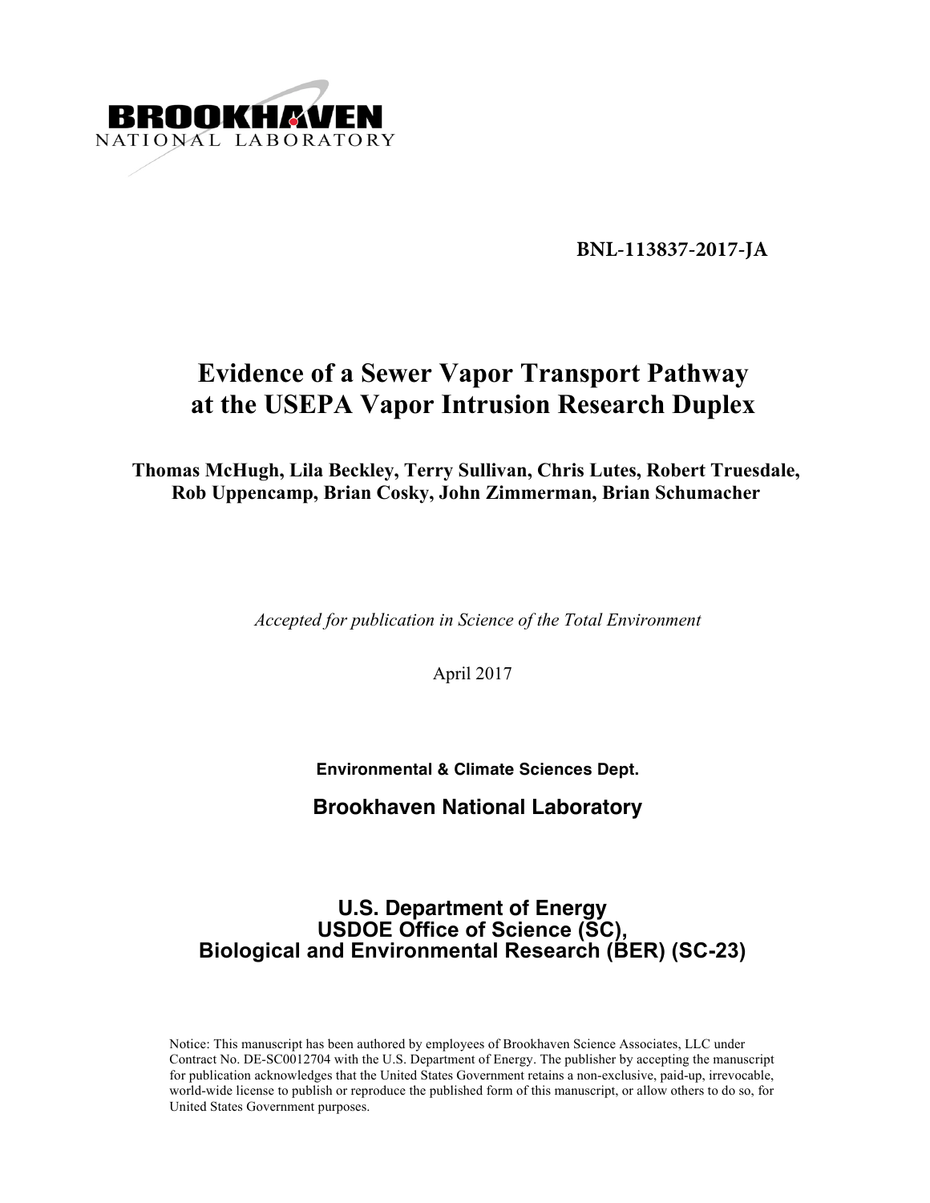BROOKHAVEN NATIONAL LABORATORY

**BNL-113837-2017-JA**

# Evidence of a Sewer Vapor Transport Pathway at the USEPA Vapor Intrusion Research Duplex

**Thomas McHugh, Lila Beckley, Terry Sullivan, Chris Lutes, Robert Truesdale, Rob Uppencamp, Brian Cosky, John Zimmerman, Brian Schumacher**

*Accepted for publication in Science of the Total Environment*

April 2017

**Environmental & Climate Sciences Dept.**

**Brookhaven National Laboratory**

**U.S. Department of Energy**
**USDOE Office of Science (SC),**
**Biological and Environmental Research (BER) (SC-23)**

Notice: This manuscript has been authored by employees of Brookhaven Science Associates, LLC under Contract No. DE-SC0012704 with the U.S. Department of Energy. The publisher by accepting the manuscript for publication acknowledges that the United States Government retains a non-exclusive, paid-up, irrevocable, world-wide license to publish or reproduce the published form of this manuscript, or allow others to do so, for United States Government purposes.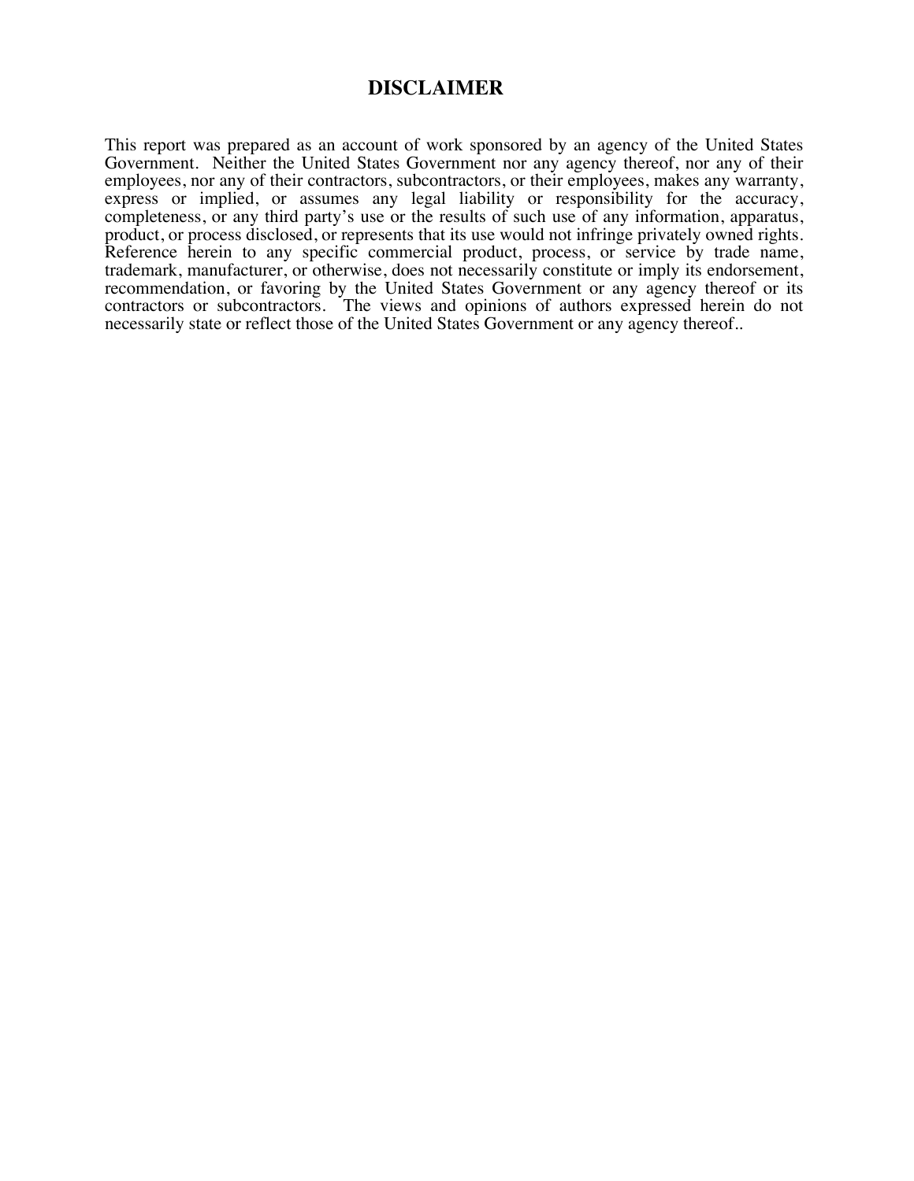# DISCLAIMER

This report was prepared as an account of work sponsored by an agency of the United States Government. Neither the United States Government nor any agency thereof, nor any of their employees, nor any of their contractors, subcontractors, or their employees, makes any warranty, express or implied, or assumes any legal liability or responsibility for the accuracy, completeness, or any third party's use or the results of such use of any information, apparatus, product, or process disclosed, or represents that its use would not infringe privately owned rights. Reference herein to any specific commercial product, process, or service by trade name, trademark, manufacturer, or otherwise, does not necessarily constitute or imply its endorsement, recommendation, or favoring by the United States Government or any agency thereof or its contractors or subcontractors. The views and opinions of authors expressed herein do not necessarily state or reflect those of the United States Government or any agency thereof..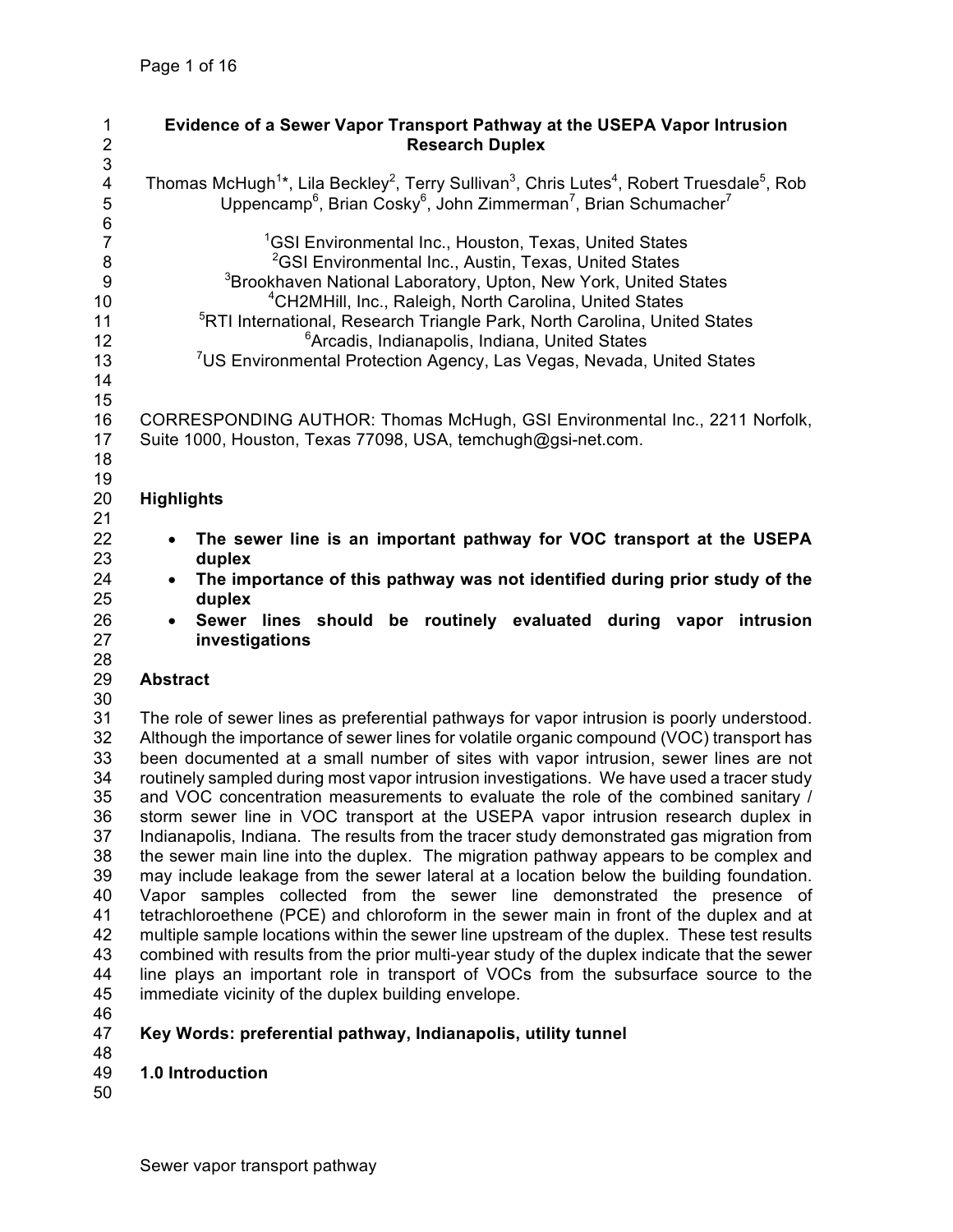# Evidence of a Sewer Vapor Transport Pathway at the USEPA Vapor Intrusion Research Duplex

Thomas McHugh[1]*, Lila Beckley[2], Terry Sullivan[3], Chris Lutes[4], Robert Truesdale[5], Rob Uppencamp[6], Brian Cosky[6], John Zimmerman[7], Brian Schumacher[7]

[1]GSI Environmental Inc., Houston, Texas, United States
[2]GSI Environmental Inc., Austin, Texas, United States
[3]Brookhaven National Laboratory, Upton, New York, United States
[4]CH2MHill, Inc., Raleigh, North Carolina, United States
[5]RTI International, Research Triangle Park, North Carolina, United States
[6]Arcadis, Indianapolis, Indiana, United States
[7]US Environmental Protection Agency, Las Vegas, Nevada, United States

CORRESPONDING AUTHOR: Thomas McHugh, GSI Environmental Inc., 2211 Norfolk, Suite 1000, Houston, Texas 77098, USA, temchugh@gsi-net.com.

## Highlights

- **The sewer line is an important pathway for VOC transport at the USEPA duplex**
- **The importance of this pathway was not identified during prior study of the duplex**
- **Sewer lines should be routinely evaluated during vapor intrusion investigations**

## Abstract

The role of sewer lines as preferential pathways for vapor intrusion is poorly understood. Although the importance of sewer lines for volatile organic compound (VOC) transport has been documented at a small number of sites with vapor intrusion, sewer lines are not routinely sampled during most vapor intrusion investigations. We have used a tracer study and VOC concentration measurements to evaluate the role of the combined sanitary / storm sewer line in VOC transport at the USEPA vapor intrusion research duplex in Indianapolis, Indiana. The results from the tracer study demonstrated gas migration from the sewer main line into the duplex. The migration pathway appears to be complex and may include leakage from the sewer lateral at a location below the building foundation. Vapor samples collected from the sewer line demonstrated the presence of tetrachloroethene (PCE) and chloroform in the sewer main in front of the duplex and at multiple sample locations within the sewer line upstream of the duplex. These test results combined with results from the prior multi-year study of the duplex indicate that the sewer line plays an important role in transport of VOCs from the subsurface source to the immediate vicinity of the duplex building envelope.

**Key Words: preferential pathway, Indianapolis, utility tunnel**

## 1.0 Introduction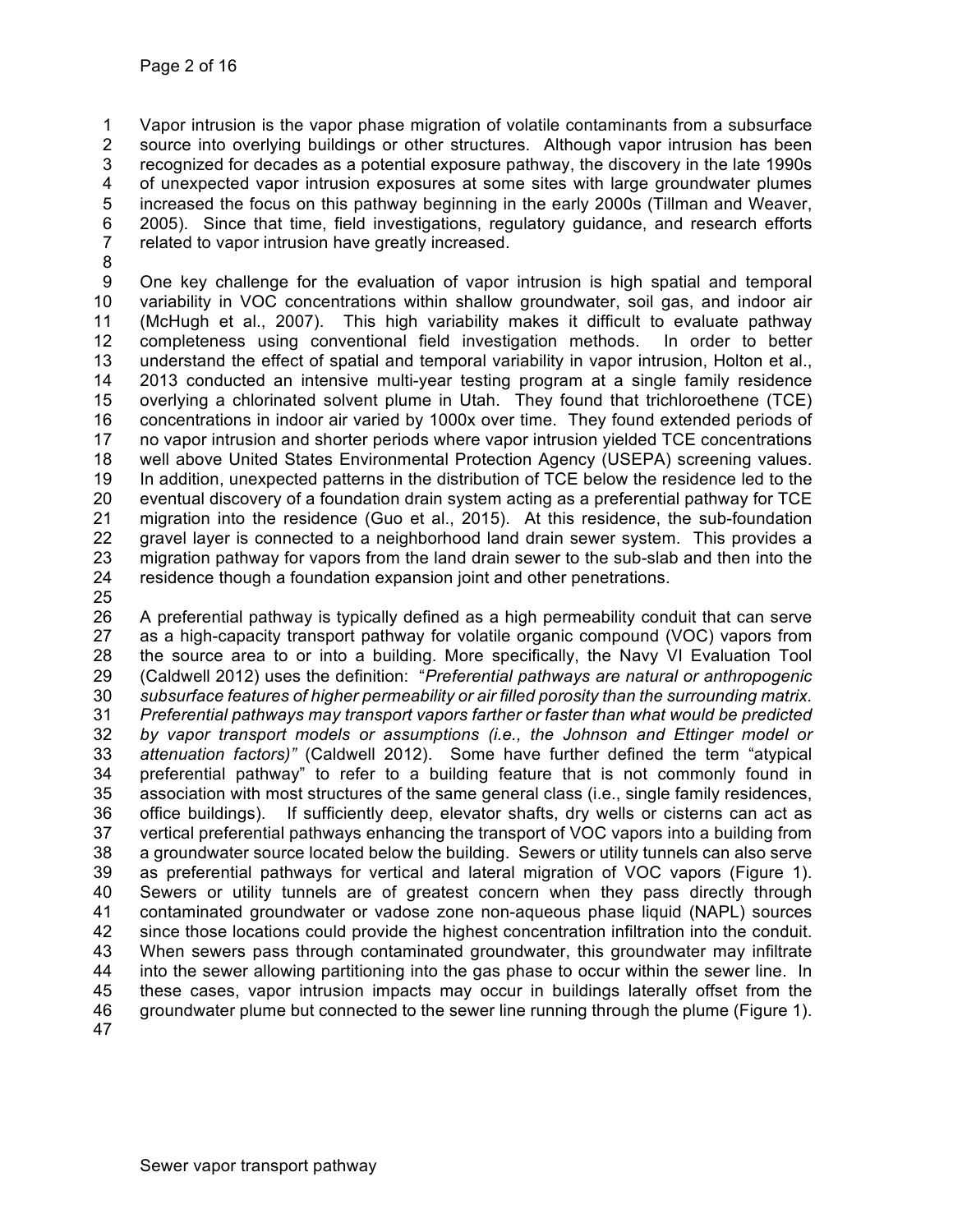Vapor intrusion is the vapor phase migration of volatile contaminants from a subsurface source into overlying buildings or other structures. Although vapor intrusion has been recognized for decades as a potential exposure pathway, the discovery in the late 1990s of unexpected vapor intrusion exposures at some sites with large groundwater plumes increased the focus on this pathway beginning in the early 2000s (Tillman and Weaver, 2005). Since that time, field investigations, regulatory guidance, and research efforts related to vapor intrusion have greatly increased.

One key challenge for the evaluation of vapor intrusion is high spatial and temporal variability in VOC concentrations within shallow groundwater, soil gas, and indoor air (McHugh et al., 2007). This high variability makes it difficult to evaluate pathway completeness using conventional field investigation methods. In order to better understand the effect of spatial and temporal variability in vapor intrusion, Holton et al., 2013 conducted an intensive multi-year testing program at a single family residence overlying a chlorinated solvent plume in Utah. They found that trichloroethene (TCE) concentrations in indoor air varied by 1000x over time. They found extended periods of no vapor intrusion and shorter periods where vapor intrusion yielded TCE concentrations well above United States Environmental Protection Agency (USEPA) screening values. In addition, unexpected patterns in the distribution of TCE below the residence led to the eventual discovery of a foundation drain system acting as a preferential pathway for TCE migration into the residence (Guo et al., 2015). At this residence, the sub-foundation gravel layer is connected to a neighborhood land drain sewer system. This provides a migration pathway for vapors from the land drain sewer to the sub-slab and then into the residence though a foundation expansion joint and other penetrations.

A preferential pathway is typically defined as a high permeability conduit that can serve as a high-capacity transport pathway for volatile organic compound (VOC) vapors from the source area to or into a building. More specifically, the Navy VI Evaluation Tool (Caldwell 2012) uses the definition: "*Preferential pathways are natural or anthropogenic subsurface features of higher permeability or air filled porosity than the surrounding matrix. Preferential pathways may transport vapors farther or faster than what would be predicted by vapor transport models or assumptions (i.e., the Johnson and Ettinger model or attenuation factors)"* (Caldwell 2012). Some have further defined the term "atypical preferential pathway" to refer to a building feature that is not commonly found in association with most structures of the same general class (i.e., single family residences, office buildings). If sufficiently deep, elevator shafts, dry wells or cisterns can act as vertical preferential pathways enhancing the transport of VOC vapors into a building from a groundwater source located below the building. Sewers or utility tunnels can also serve as preferential pathways for vertical and lateral migration of VOC vapors (Figure 1). Sewers or utility tunnels are of greatest concern when they pass directly through contaminated groundwater or vadose zone non-aqueous phase liquid (NAPL) sources since those locations could provide the highest concentration infiltration into the conduit. When sewers pass through contaminated groundwater, this groundwater may infiltrate into the sewer allowing partitioning into the gas phase to occur within the sewer line. In these cases, vapor intrusion impacts may occur in buildings laterally offset from the groundwater plume but connected to the sewer line running through the plume (Figure 1).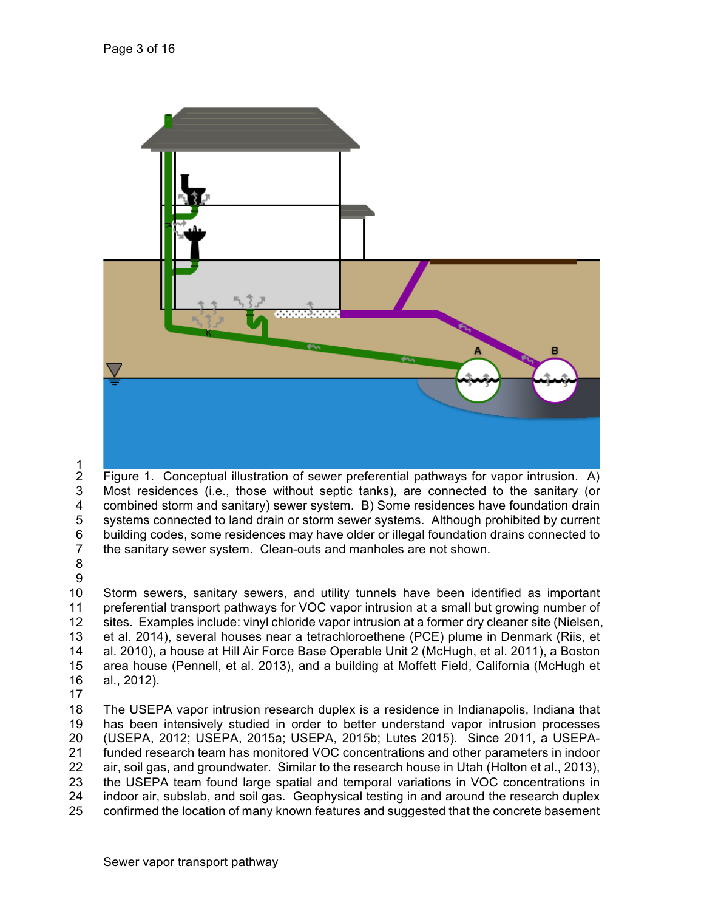Figure 1. Conceptual illustration of sewer preferential pathways for vapor intrusion. A) Most residences (i.e., those without septic tanks), are connected to the sanitary (or combined storm and sanitary) sewer system. B) Some residences have foundation drain systems connected to land drain or storm sewer systems. Although prohibited by current building codes, some residences may have older or illegal foundation drains connected to the sanitary sewer system. Clean-outs and manholes are not shown.

Storm sewers, sanitary sewers, and utility tunnels have been identified as important preferential transport pathways for VOC vapor intrusion at a small but growing number of sites. Examples include: vinyl chloride vapor intrusion at a former dry cleaner site (Nielsen, et al. 2014), several houses near a tetrachloroethene (PCE) plume in Denmark (Riis, et al. 2010), a house at Hill Air Force Base Operable Unit 2 (McHugh, et al. 2011), a Boston area house (Pennell, et al. 2013), and a building at Moffett Field, California (McHugh et al., 2012).

The USEPA vapor intrusion research duplex is a residence in Indianapolis, Indiana that has been intensively studied in order to better understand vapor intrusion processes (USEPA, 2012; USEPA, 2015a; USEPA, 2015b; Lutes 2015). Since 2011, a USEPA-funded research team has monitored VOC concentrations and other parameters in indoor air, soil gas, and groundwater. Similar to the research house in Utah (Holton et al., 2013), the USEPA team found large spatial and temporal variations in VOC concentrations in indoor air, subslab, and soil gas. Geophysical testing in and around the research duplex confirmed the location of many known features and suggested that the concrete basement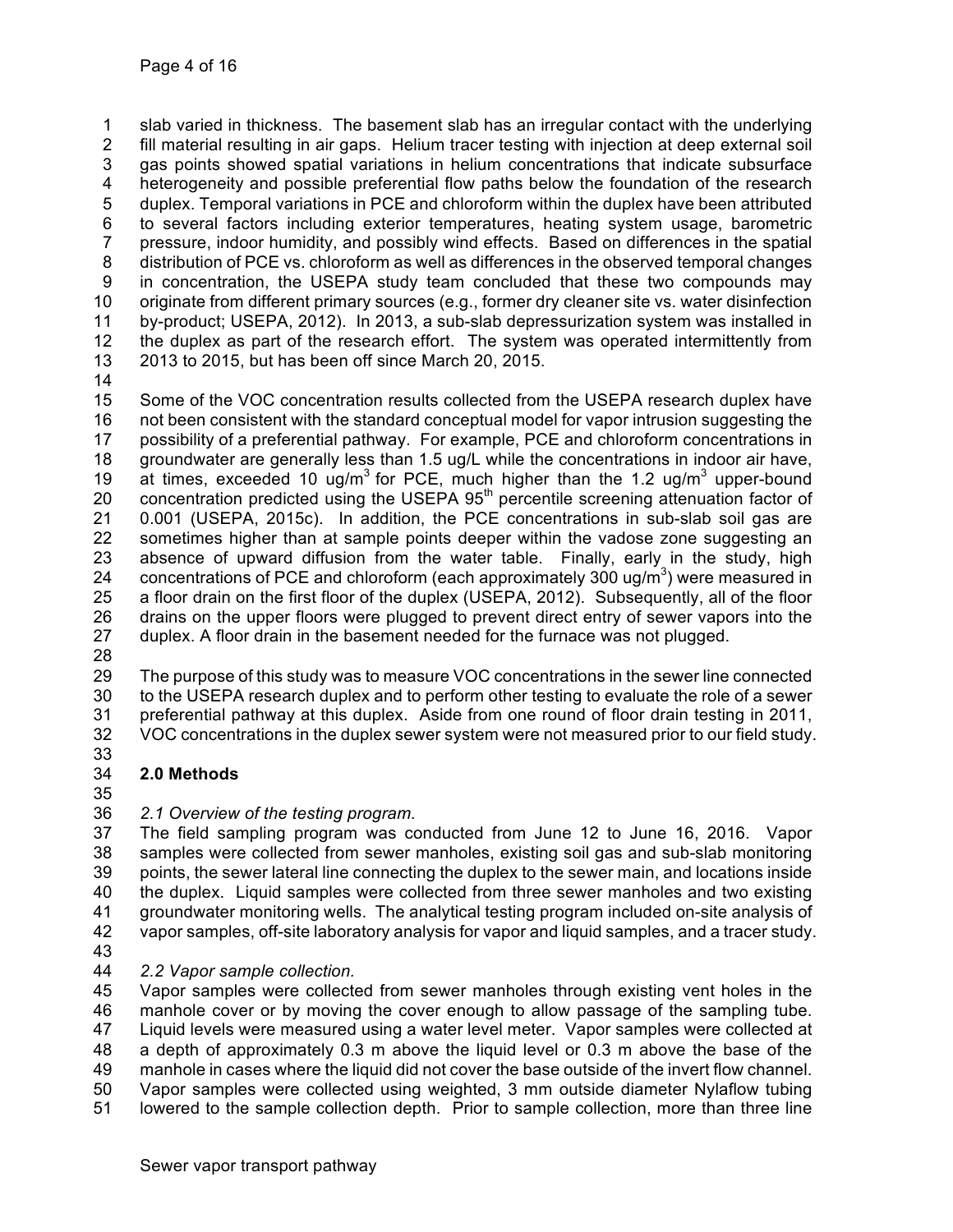slab varied in thickness. The basement slab has an irregular contact with the underlying fill material resulting in air gaps. Helium tracer testing with injection at deep external soil gas points showed spatial variations in helium concentrations that indicate subsurface heterogeneity and possible preferential flow paths below the foundation of the research duplex. Temporal variations in PCE and chloroform within the duplex have been attributed to several factors including exterior temperatures, heating system usage, barometric pressure, indoor humidity, and possibly wind effects. Based on differences in the spatial distribution of PCE vs. chloroform as well as differences in the observed temporal changes in concentration, the USEPA study team concluded that these two compounds may originate from different primary sources (e.g., former dry cleaner site vs. water disinfection by-product; USEPA, 2012). In 2013, a sub-slab depressurization system was installed in the duplex as part of the research effort. The system was operated intermittently from 2013 to 2015, but has been off since March 20, 2015.

Some of the VOC concentration results collected from the USEPA research duplex have not been consistent with the standard conceptual model for vapor intrusion suggesting the possibility of a preferential pathway. For example, PCE and chloroform concentrations in groundwater are generally less than 1.5 ug/L while the concentrations in indoor air have, at times, exceeded 10 ug/m$^3$ for PCE, much higher than the 1.2 ug/m$^3$ upper-bound concentration predicted using the USEPA 95$^{th}$ percentile screening attenuation factor of 0.001 (USEPA, 2015c). In addition, the PCE concentrations in sub-slab soil gas are sometimes higher than at sample points deeper within the vadose zone suggesting an absence of upward diffusion from the water table. Finally, early in the study, high concentrations of PCE and chloroform (each approximately 300 ug/m$^3$) were measured in a floor drain on the first floor of the duplex (USEPA, 2012). Subsequently, all of the floor drains on the upper floors were plugged to prevent direct entry of sewer vapors into the duplex. A floor drain in the basement needed for the furnace was not plugged.

The purpose of this study was to measure VOC concentrations in the sewer line connected to the USEPA research duplex and to perform other testing to evaluate the role of a sewer preferential pathway at this duplex. Aside from one round of floor drain testing in 2011, VOC concentrations in the duplex sewer system were not measured prior to our field study.

## 2.0 Methods

### *2.1 Overview of the testing program.*

The field sampling program was conducted from June 12 to June 16, 2016. Vapor samples were collected from sewer manholes, existing soil gas and sub-slab monitoring points, the sewer lateral line connecting the duplex to the sewer main, and locations inside the duplex. Liquid samples were collected from three sewer manholes and two existing groundwater monitoring wells. The analytical testing program included on-site analysis of vapor samples, off-site laboratory analysis for vapor and liquid samples, and a tracer study.

### *2.2 Vapor sample collection.*

Vapor samples were collected from sewer manholes through existing vent holes in the manhole cover or by moving the cover enough to allow passage of the sampling tube. Liquid levels were measured using a water level meter. Vapor samples were collected at a depth of approximately 0.3 m above the liquid level or 0.3 m above the base of the manhole in cases where the liquid did not cover the base outside of the invert flow channel. Vapor samples were collected using weighted, 3 mm outside diameter Nylaflow tubing lowered to the sample collection depth. Prior to sample collection, more than three line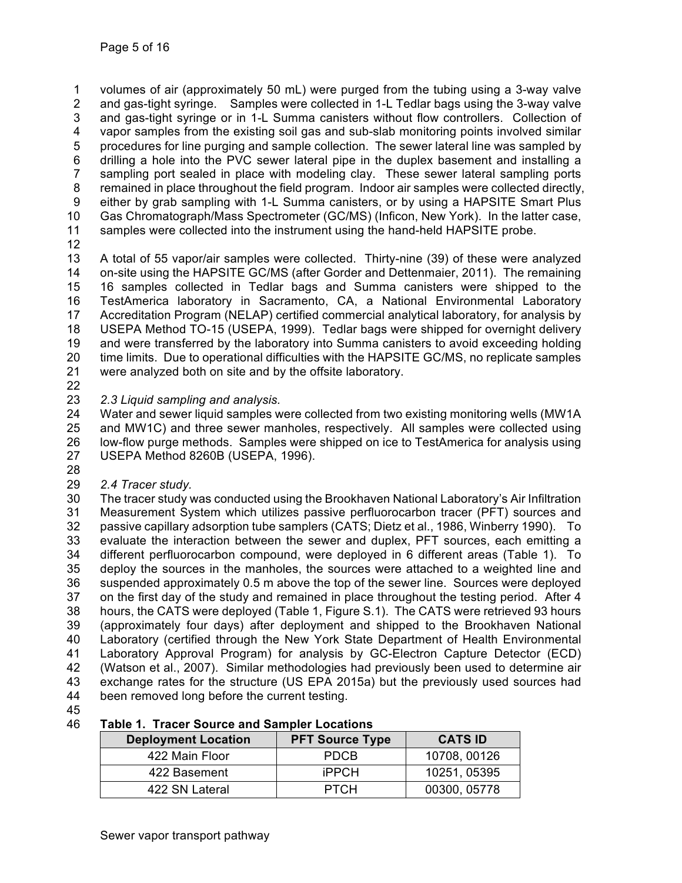volumes of air (approximately 50 mL) were purged from the tubing using a 3-way valve and gas-tight syringe. Samples were collected in 1-L Tedlar bags using the 3-way valve and gas-tight syringe or in 1-L Summa canisters without flow controllers. Collection of vapor samples from the existing soil gas and sub-slab monitoring points involved similar procedures for line purging and sample collection. The sewer lateral line was sampled by drilling a hole into the PVC sewer lateral pipe in the duplex basement and installing a sampling port sealed in place with modeling clay. These sewer lateral sampling ports remained in place throughout the field program. Indoor air samples were collected directly, either by grab sampling with 1-L Summa canisters, or by using a HAPSITE Smart Plus Gas Chromatograph/Mass Spectrometer (GC/MS) (Inficon, New York). In the latter case, samples were collected into the instrument using the hand-held HAPSITE probe.

A total of 55 vapor/air samples were collected. Thirty-nine (39) of these were analyzed on-site using the HAPSITE GC/MS (after Gorder and Dettenmaier, 2011). The remaining 16 samples collected in Tedlar bags and Summa canisters were shipped to the TestAmerica laboratory in Sacramento, CA, a National Environmental Laboratory Accreditation Program (NELAP) certified commercial analytical laboratory, for analysis by USEPA Method TO-15 (USEPA, 1999). Tedlar bags were shipped for overnight delivery and were transferred by the laboratory into Summa canisters to avoid exceeding holding time limits. Due to operational difficulties with the HAPSITE GC/MS, no replicate samples were analyzed both on site and by the offsite laboratory.

*2.3 Liquid sampling and analysis.*

Water and sewer liquid samples were collected from two existing monitoring wells (MW1A and MW1C) and three sewer manholes, respectively. All samples were collected using low-flow purge methods. Samples were shipped on ice to TestAmerica for analysis using USEPA Method 8260B (USEPA, 1996).

*2.4 Tracer study.*

The tracer study was conducted using the Brookhaven National Laboratory's Air Infiltration Measurement System which utilizes passive perfluorocarbon tracer (PFT) sources and passive capillary adsorption tube samplers (CATS; Dietz et al., 1986, Winberry 1990). To evaluate the interaction between the sewer and duplex, PFT sources, each emitting a different perfluorocarbon compound, were deployed in 6 different areas (Table 1). To deploy the sources in the manholes, the sources were attached to a weighted line and suspended approximately 0.5 m above the top of the sewer line. Sources were deployed on the first day of the study and remained in place throughout the testing period. After 4 hours, the CATS were deployed (Table 1, Figure S.1). The CATS were retrieved 93 hours (approximately four days) after deployment and shipped to the Brookhaven National Laboratory (certified through the New York State Department of Health Environmental Laboratory Approval Program) for analysis by GC-Electron Capture Detector (ECD) (Watson et al., 2007). Similar methodologies had previously been used to determine air exchange rates for the structure (US EPA 2015a) but the previously used sources had been removed long before the current testing.

**Table 1. Tracer Source and Sampler Locations**

| Deployment Location | PFT Source Type | CATS ID |
|---|---|---|
| 422 Main Floor | PDCB | 10708, 00126 |
| 422 Basement | iPPCH | 10251, 05395 |
| 422 SN Lateral | PTCH | 00300, 05778 |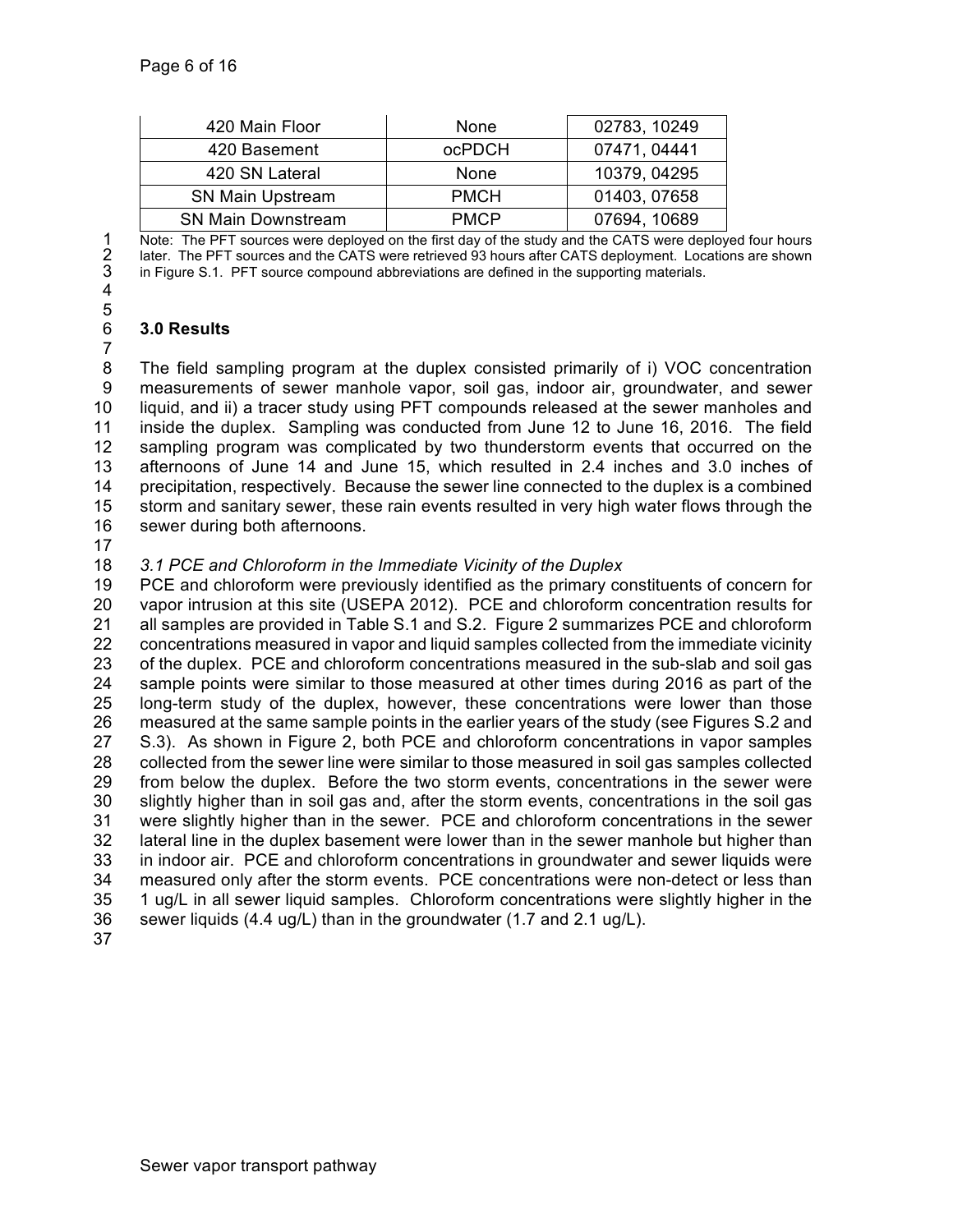| 420 Main Floor | None | 02783, 10249 |
|---|---|---|
| 420 Basement | ocPDCH | 07471, 04441 |
| 420 SN Lateral | None | 10379, 04295 |
| SN Main Upstream | PMCH | 01403, 07658 |
| SN Main Downstream | PMCP | 07694, 10689 |

Note: The PFT sources were deployed on the first day of the study and the CATS were deployed four hours later. The PFT sources and the CATS were retrieved 93 hours after CATS deployment. Locations are shown in Figure S.1. PFT source compound abbreviations are defined in the supporting materials.

## 3.0 Results

The field sampling program at the duplex consisted primarily of i) VOC concentration measurements of sewer manhole vapor, soil gas, indoor air, groundwater, and sewer liquid, and ii) a tracer study using PFT compounds released at the sewer manholes and inside the duplex. Sampling was conducted from June 12 to June 16, 2016. The field sampling program was complicated by two thunderstorm events that occurred on the afternoons of June 14 and June 15, which resulted in 2.4 inches and 3.0 inches of precipitation, respectively. Because the sewer line connected to the duplex is a combined storm and sanitary sewer, these rain events resulted in very high water flows through the sewer during both afternoons.

### *3.1 PCE and Chloroform in the Immediate Vicinity of the Duplex*

PCE and chloroform were previously identified as the primary constituents of concern for vapor intrusion at this site (USEPA 2012). PCE and chloroform concentration results for all samples are provided in Table S.1 and S.2. Figure 2 summarizes PCE and chloroform concentrations measured in vapor and liquid samples collected from the immediate vicinity of the duplex. PCE and chloroform concentrations measured in the sub-slab and soil gas sample points were similar to those measured at other times during 2016 as part of the long-term study of the duplex, however, these concentrations were lower than those measured at the same sample points in the earlier years of the study (see Figures S.2 and S.3). As shown in Figure 2, both PCE and chloroform concentrations in vapor samples collected from the sewer line were similar to those measured in soil gas samples collected from below the duplex. Before the two storm events, concentrations in the sewer were slightly higher than in soil gas and, after the storm events, concentrations in the soil gas were slightly higher than in the sewer. PCE and chloroform concentrations in the sewer lateral line in the duplex basement were lower than in the sewer manhole but higher than in indoor air. PCE and chloroform concentrations in groundwater and sewer liquids were measured only after the storm events. PCE concentrations were non-detect or less than 1 ug/L in all sewer liquid samples. Chloroform concentrations were slightly higher in the sewer liquids (4.4 ug/L) than in the groundwater (1.7 and 2.1 ug/L).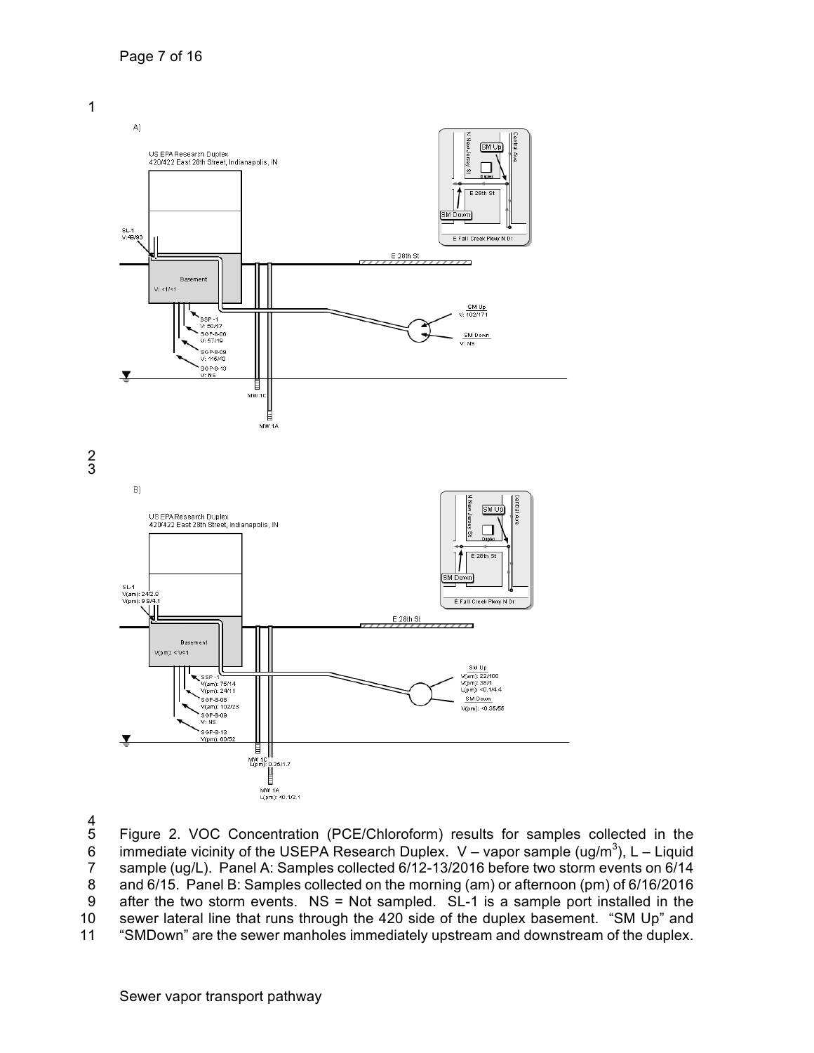Figure 2. VOC Concentration (PCE/Chloroform) results for samples collected in the immediate vicinity of the USEPA Research Duplex. V – vapor sample (ug/m$^3$), L – Liquid sample (ug/L). Panel A: Samples collected 6/12-13/2016 before two storm events on 6/14 and 6/15. Panel B: Samples collected on the morning (am) or afternoon (pm) of 6/16/2016 after the two storm events. NS = Not sampled. SL-1 is a sample port installed in the sewer lateral line that runs through the 420 side of the duplex basement. "SM Up" and "SMDown" are the sewer manholes immediately upstream and downstream of the duplex.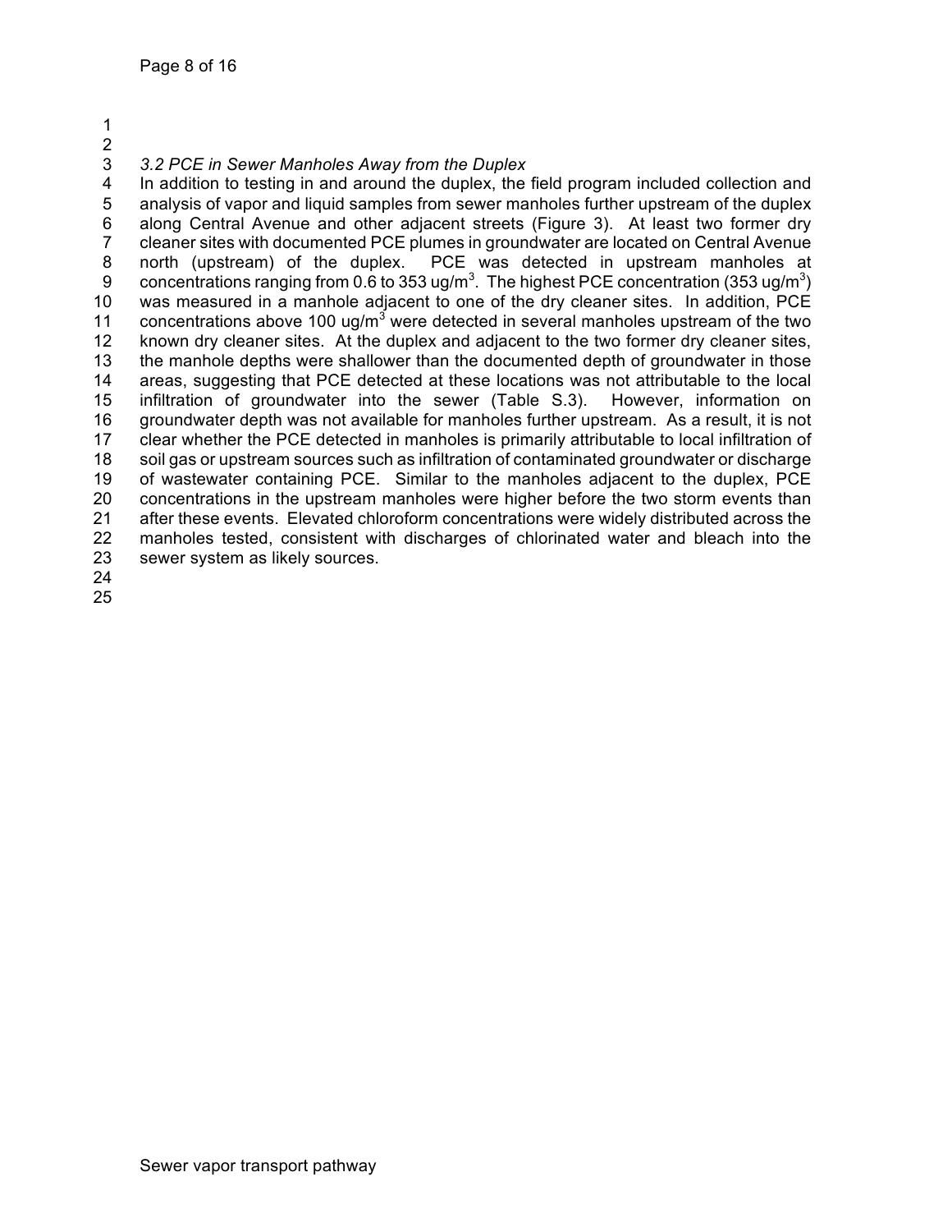*3.2 PCE in Sewer Manholes Away from the Duplex*

In addition to testing in and around the duplex, the field program included collection and analysis of vapor and liquid samples from sewer manholes further upstream of the duplex along Central Avenue and other adjacent streets (Figure 3). At least two former dry cleaner sites with documented PCE plumes in groundwater are located on Central Avenue north (upstream) of the duplex. PCE was detected in upstream manholes at concentrations ranging from 0.6 to 353 ug/m$^3$. The highest PCE concentration (353 ug/m$^3$) was measured in a manhole adjacent to one of the dry cleaner sites. In addition, PCE concentrations above 100 ug/m$^3$ were detected in several manholes upstream of the two known dry cleaner sites. At the duplex and adjacent to the two former dry cleaner sites, the manhole depths were shallower than the documented depth of groundwater in those areas, suggesting that PCE detected at these locations was not attributable to the local infiltration of groundwater into the sewer (Table S.3). However, information on groundwater depth was not available for manholes further upstream. As a result, it is not clear whether the PCE detected in manholes is primarily attributable to local infiltration of soil gas or upstream sources such as infiltration of contaminated groundwater or discharge of wastewater containing PCE. Similar to the manholes adjacent to the duplex, PCE concentrations in the upstream manholes were higher before the two storm events than after these events. Elevated chloroform concentrations were widely distributed across the manholes tested, consistent with discharges of chlorinated water and bleach into the sewer system as likely sources.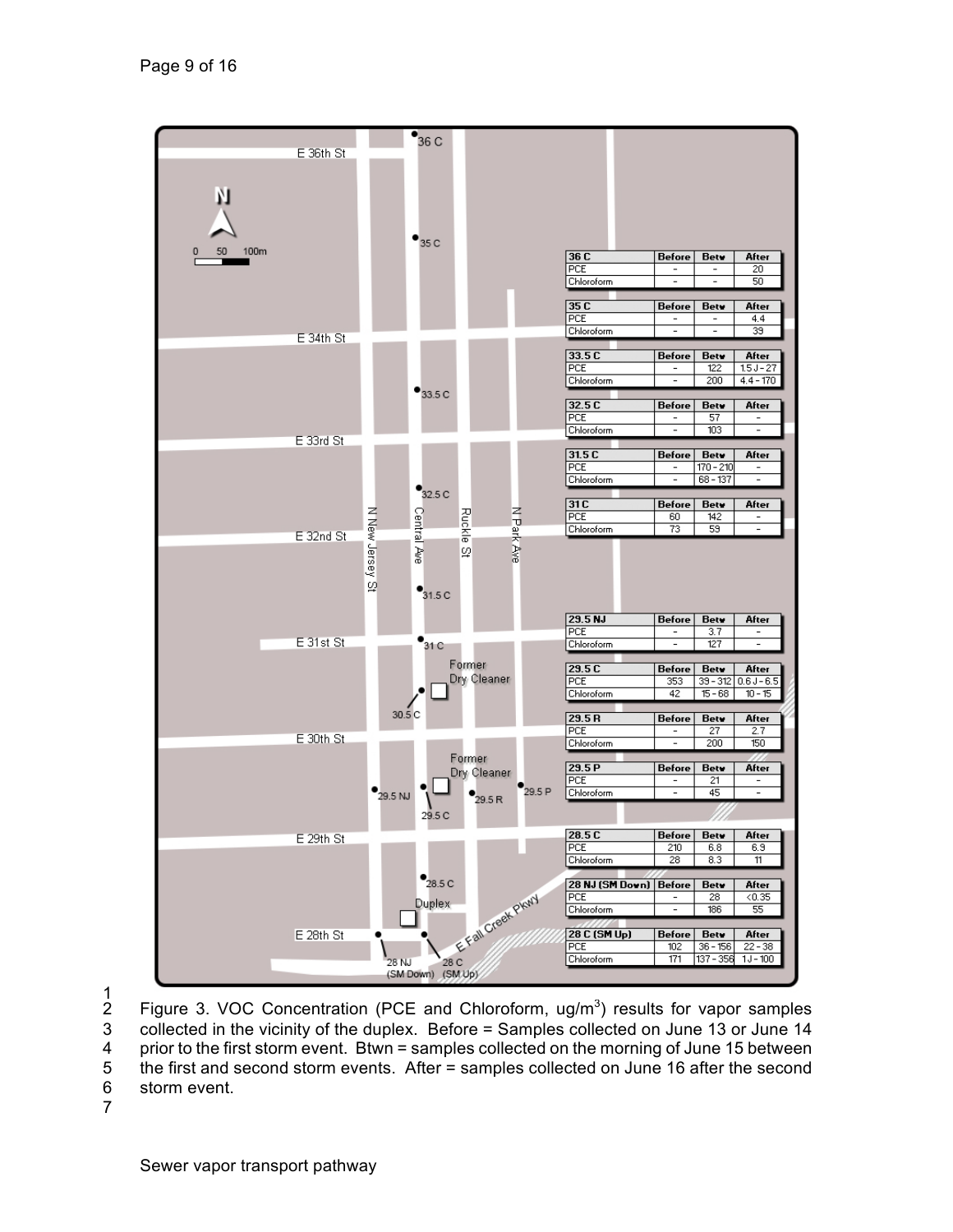| Location | Compound | Before | Betw | After |
|---|---|---|---|---|
| 36 C | PCE | - | - | 20 |
| | Chloroform | - | - | 50 |
| 35 C | PCE | - | - | 4.4 |
| | Chloroform | - | - | 39 |
| 33.5 C | PCE | - | 122 | 1.5 J - 27 |
| | Chloroform | - | 200 | 4.4 - 170 |
| 32.5 C | PCE | - | 57 | - |
| | Chloroform | - | 103 | - |
| 31.5 C | PCE | - | 170 - 210 | - |
| | Chloroform | - | 68 - 137 | - |
| 31 C | PCE | 60 | 142 | - |
| | Chloroform | 73 | 59 | - |
| 29.5 NJ | PCE | - | 3.7 | - |
| | Chloroform | - | 127 | - |
| 29.5 C | PCE | 353 | 39 - 312 | 0.6 J - 6.5 |
| | Chloroform | 42 | 15 - 68 | 10 - 15 |
| 29.5 R | PCE | - | 27 | 2.7 |
| | Chloroform | - | 200 | 150 |
| 29.5 P | PCE | - | 21 | - |
| | Chloroform | - | 45 | - |
| 28.5 C | PCE | 210 | 6.8 | 6.9 |
| | Chloroform | 28 | 8.3 | 11 |
| 28 NJ (SM Down) | PCE | - | 28 | <0.35 |
| | Chloroform | - | 186 | 55 |
| 28 C (SM Up) | PCE | 102 | 36 - 156 | 22 - 38 |
| | Chloroform | 171 | 137 - 356 | 1 J - 100 |

Figure 3. VOC Concentration (PCE and Chloroform, ug/m$^3$) results for vapor samples collected in the vicinity of the duplex. Before = Samples collected on June 13 or June 14 prior to the first storm event. Btwn = samples collected on the morning of June 15 between the first and second storm events. After = samples collected on June 16 after the second storm event.

Sewer vapor transport pathway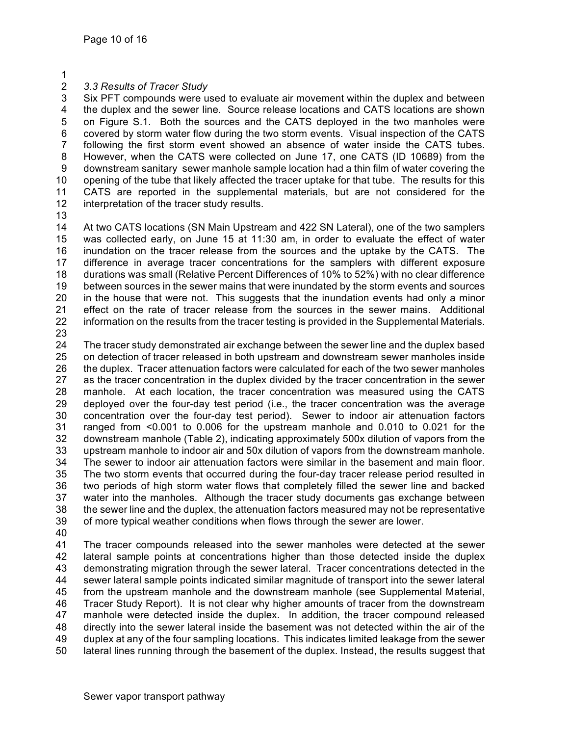*3.3 Results of Tracer Study*

Six PFT compounds were used to evaluate air movement within the duplex and between the duplex and the sewer line. Source release locations and CATS locations are shown on Figure S.1. Both the sources and the CATS deployed in the two manholes were covered by storm water flow during the two storm events. Visual inspection of the CATS following the first storm event showed an absence of water inside the CATS tubes. However, when the CATS were collected on June 17, one CATS (ID 10689) from the downstream sanitary sewer manhole sample location had a thin film of water covering the opening of the tube that likely affected the tracer uptake for that tube. The results for this CATS are reported in the supplemental materials, but are not considered for the interpretation of the tracer study results.

At two CATS locations (SN Main Upstream and 422 SN Lateral), one of the two samplers was collected early, on June 15 at 11:30 am, in order to evaluate the effect of water inundation on the tracer release from the sources and the uptake by the CATS. The difference in average tracer concentrations for the samplers with different exposure durations was small (Relative Percent Differences of 10% to 52%) with no clear difference between sources in the sewer mains that were inundated by the storm events and sources in the house that were not. This suggests that the inundation events had only a minor effect on the rate of tracer release from the sources in the sewer mains. Additional information on the results from the tracer testing is provided in the Supplemental Materials.

The tracer study demonstrated air exchange between the sewer line and the duplex based on detection of tracer released in both upstream and downstream sewer manholes inside the duplex. Tracer attenuation factors were calculated for each of the two sewer manholes as the tracer concentration in the duplex divided by the tracer concentration in the sewer manhole. At each location, the tracer concentration was measured using the CATS deployed over the four-day test period (i.e., the tracer concentration was the average concentration over the four-day test period). Sewer to indoor air attenuation factors ranged from <0.001 to 0.006 for the upstream manhole and 0.010 to 0.021 for the downstream manhole (Table 2), indicating approximately 500x dilution of vapors from the upstream manhole to indoor air and 50x dilution of vapors from the downstream manhole. The sewer to indoor air attenuation factors were similar in the basement and main floor. The two storm events that occurred during the four-day tracer release period resulted in two periods of high storm water flows that completely filled the sewer line and backed water into the manholes. Although the tracer study documents gas exchange between the sewer line and the duplex, the attenuation factors measured may not be representative of more typical weather conditions when flows through the sewer are lower.

The tracer compounds released into the sewer manholes were detected at the sewer lateral sample points at concentrations higher than those detected inside the duplex demonstrating migration through the sewer lateral. Tracer concentrations detected in the sewer lateral sample points indicated similar magnitude of transport into the sewer lateral from the upstream manhole and the downstream manhole (see Supplemental Material, Tracer Study Report). It is not clear why higher amounts of tracer from the downstream manhole were detected inside the duplex. In addition, the tracer compound released directly into the sewer lateral inside the basement was not detected within the air of the duplex at any of the four sampling locations. This indicates limited leakage from the sewer lateral lines running through the basement of the duplex. Instead, the results suggest that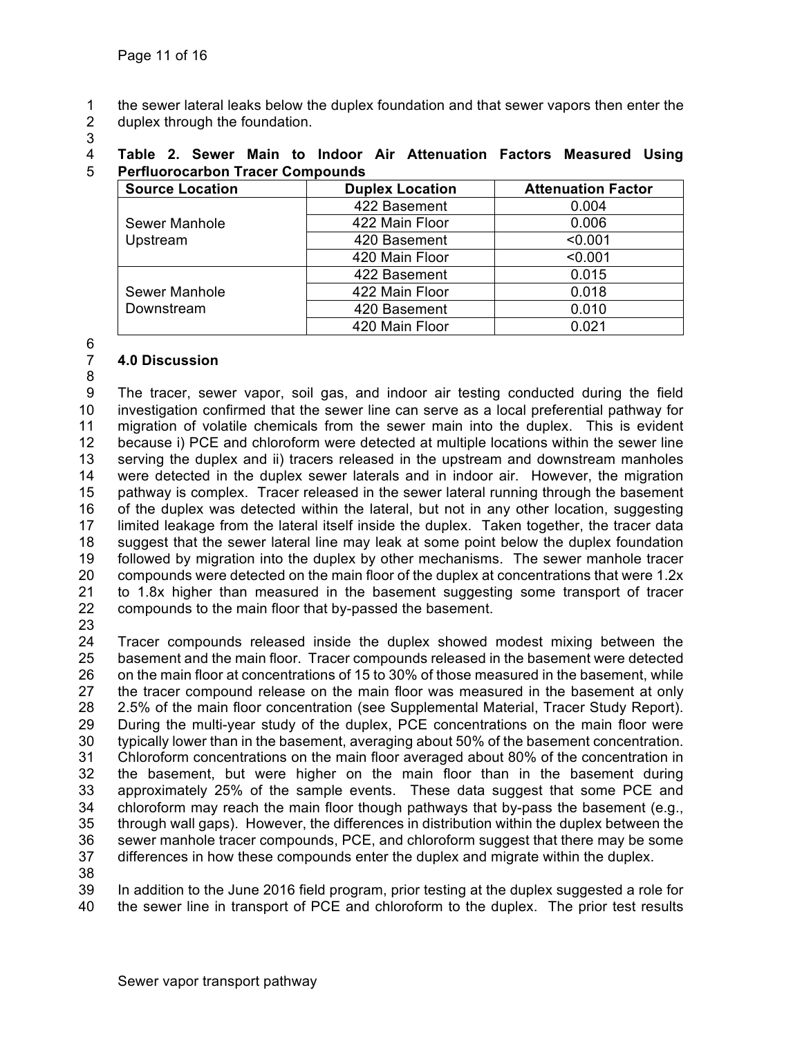the sewer lateral leaks below the duplex foundation and that sewer vapors then enter the duplex through the foundation.

**Table 2. Sewer Main to Indoor Air Attenuation Factors Measured Using Perfluorocarbon Tracer Compounds**

| Source Location | Duplex Location | Attenuation Factor |
|---|---|---|
| Sewer Manhole Upstream | 422 Basement | 0.004 |
| | 422 Main Floor | 0.006 |
| | 420 Basement | <0.001 |
| | 420 Main Floor | <0.001 |
| Sewer Manhole Downstream | 422 Basement | 0.015 |
| | 422 Main Floor | 0.018 |
| | 420 Basement | 0.010 |
| | 420 Main Floor | 0.021 |

## 4.0 Discussion

The tracer, sewer vapor, soil gas, and indoor air testing conducted during the field investigation confirmed that the sewer line can serve as a local preferential pathway for migration of volatile chemicals from the sewer main into the duplex. This is evident because i) PCE and chloroform were detected at multiple locations within the sewer line serving the duplex and ii) tracers released in the upstream and downstream manholes were detected in the duplex sewer laterals and in indoor air. However, the migration pathway is complex. Tracer released in the sewer lateral running through the basement of the duplex was detected within the lateral, but not in any other location, suggesting limited leakage from the lateral itself inside the duplex. Taken together, the tracer data suggest that the sewer lateral line may leak at some point below the duplex foundation followed by migration into the duplex by other mechanisms. The sewer manhole tracer compounds were detected on the main floor of the duplex at concentrations that were 1.2x to 1.8x higher than measured in the basement suggesting some transport of tracer compounds to the main floor that by-passed the basement.

Tracer compounds released inside the duplex showed modest mixing between the basement and the main floor. Tracer compounds released in the basement were detected on the main floor at concentrations of 15 to 30% of those measured in the basement, while the tracer compound release on the main floor was measured in the basement at only 2.5% of the main floor concentration (see Supplemental Material, Tracer Study Report). During the multi-year study of the duplex, PCE concentrations on the main floor were typically lower than in the basement, averaging about 50% of the basement concentration. Chloroform concentrations on the main floor averaged about 80% of the concentration in the basement, but were higher on the main floor than in the basement during approximately 25% of the sample events. These data suggest that some PCE and chloroform may reach the main floor though pathways that by-pass the basement (e.g., through wall gaps). However, the differences in distribution within the duplex between the sewer manhole tracer compounds, PCE, and chloroform suggest that there may be some differences in how these compounds enter the duplex and migrate within the duplex.

In addition to the June 2016 field program, prior testing at the duplex suggested a role for the sewer line in transport of PCE and chloroform to the duplex. The prior test results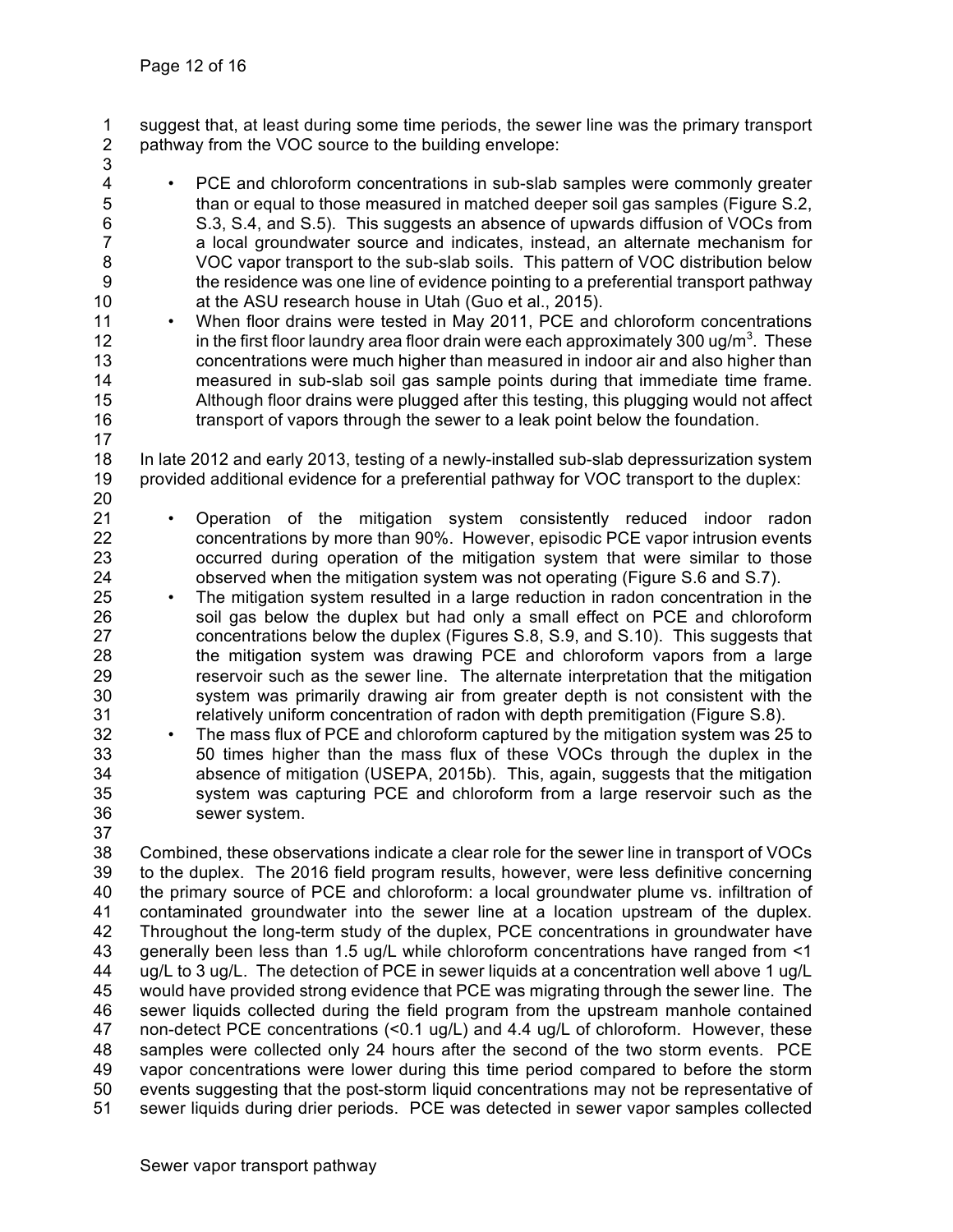suggest that, at least during some time periods, the sewer line was the primary transport pathway from the VOC source to the building envelope:

- PCE and chloroform concentrations in sub-slab samples were commonly greater than or equal to those measured in matched deeper soil gas samples (Figure S.2, S.3, S.4, and S.5). This suggests an absence of upwards diffusion of VOCs from a local groundwater source and indicates, instead, an alternate mechanism for VOC vapor transport to the sub-slab soils. This pattern of VOC distribution below the residence was one line of evidence pointing to a preferential transport pathway at the ASU research house in Utah (Guo et al., 2015).
- When floor drains were tested in May 2011, PCE and chloroform concentrations in the first floor laundry area floor drain were each approximately 300 ug/m$^3$. These concentrations were much higher than measured in indoor air and also higher than measured in sub-slab soil gas sample points during that immediate time frame. Although floor drains were plugged after this testing, this plugging would not affect transport of vapors through the sewer to a leak point below the foundation.

In late 2012 and early 2013, testing of a newly-installed sub-slab depressurization system provided additional evidence for a preferential pathway for VOC transport to the duplex:

- Operation of the mitigation system consistently reduced indoor radon concentrations by more than 90%. However, episodic PCE vapor intrusion events occurred during operation of the mitigation system that were similar to those observed when the mitigation system was not operating (Figure S.6 and S.7).
- The mitigation system resulted in a large reduction in radon concentration in the soil gas below the duplex but had only a small effect on PCE and chloroform concentrations below the duplex (Figures S.8, S.9, and S.10). This suggests that the mitigation system was drawing PCE and chloroform vapors from a large reservoir such as the sewer line. The alternate interpretation that the mitigation system was primarily drawing air from greater depth is not consistent with the relatively uniform concentration of radon with depth premitigation (Figure S.8).
- The mass flux of PCE and chloroform captured by the mitigation system was 25 to 50 times higher than the mass flux of these VOCs through the duplex in the absence of mitigation (USEPA, 2015b). This, again, suggests that the mitigation system was capturing PCE and chloroform from a large reservoir such as the sewer system.

Combined, these observations indicate a clear role for the sewer line in transport of VOCs to the duplex. The 2016 field program results, however, were less definitive concerning the primary source of PCE and chloroform: a local groundwater plume vs. infiltration of contaminated groundwater into the sewer line at a location upstream of the duplex. Throughout the long-term study of the duplex, PCE concentrations in groundwater have generally been less than 1.5 ug/L while chloroform concentrations have ranged from <1 ug/L to 3 ug/L. The detection of PCE in sewer liquids at a concentration well above 1 ug/L would have provided strong evidence that PCE was migrating through the sewer line. The sewer liquids collected during the field program from the upstream manhole contained non-detect PCE concentrations (<0.1 ug/L) and 4.4 ug/L of chloroform. However, these samples were collected only 24 hours after the second of the two storm events. PCE vapor concentrations were lower during this time period compared to before the storm events suggesting that the post-storm liquid concentrations may not be representative of sewer liquids during drier periods. PCE was detected in sewer vapor samples collected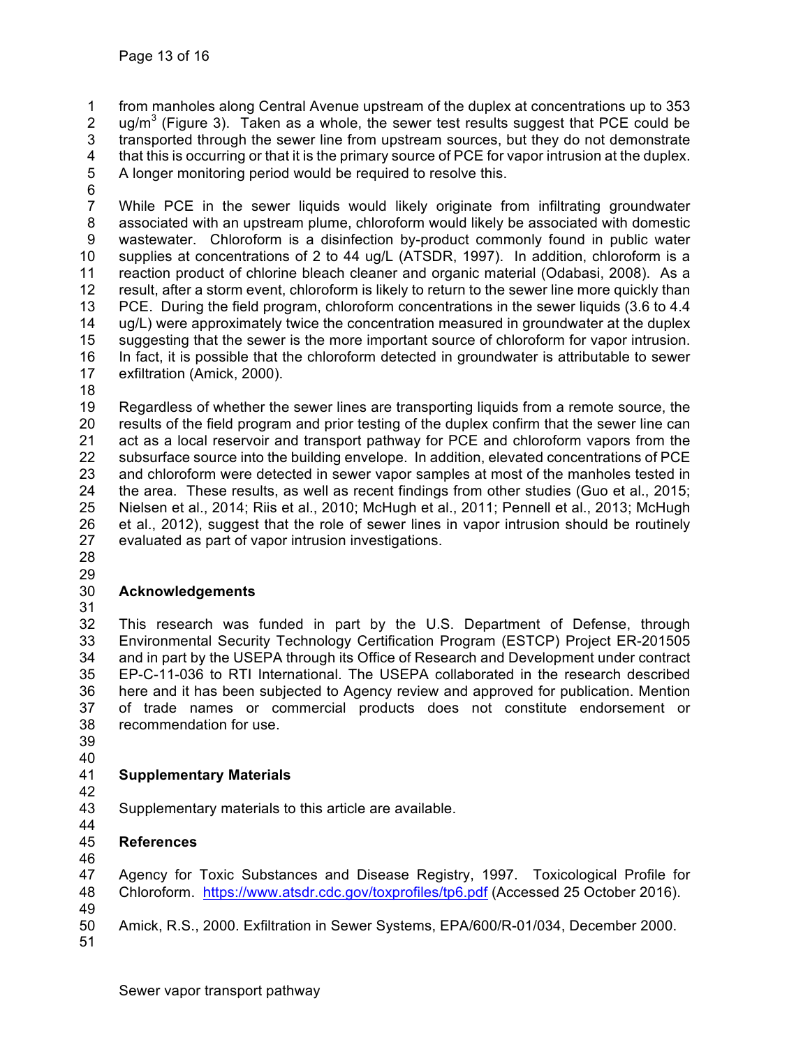from manholes along Central Avenue upstream of the duplex at concentrations up to 353 $ug/m^3$ (Figure 3). Taken as a whole, the sewer test results suggest that PCE could be transported through the sewer line from upstream sources, but they do not demonstrate that this is occurring or that it is the primary source of PCE for vapor intrusion at the duplex. A longer monitoring period would be required to resolve this.

While PCE in the sewer liquids would likely originate from infiltrating groundwater associated with an upstream plume, chloroform would likely be associated with domestic wastewater. Chloroform is a disinfection by-product commonly found in public water supplies at concentrations of 2 to 44 ug/L (ATSDR, 1997). In addition, chloroform is a reaction product of chlorine bleach cleaner and organic material (Odabasi, 2008). As a result, after a storm event, chloroform is likely to return to the sewer line more quickly than PCE. During the field program, chloroform concentrations in the sewer liquids (3.6 to 4.4 ug/L) were approximately twice the concentration measured in groundwater at the duplex suggesting that the sewer is the more important source of chloroform for vapor intrusion. In fact, it is possible that the chloroform detected in groundwater is attributable to sewer exfiltration (Amick, 2000).

Regardless of whether the sewer lines are transporting liquids from a remote source, the results of the field program and prior testing of the duplex confirm that the sewer line can act as a local reservoir and transport pathway for PCE and chloroform vapors from the subsurface source into the building envelope. In addition, elevated concentrations of PCE and chloroform were detected in sewer vapor samples at most of the manholes tested in the area. These results, as well as recent findings from other studies (Guo et al., 2015; Nielsen et al., 2014; Riis et al., 2010; McHugh et al., 2011; Pennell et al., 2013; McHugh et al., 2012), suggest that the role of sewer lines in vapor intrusion should be routinely evaluated as part of vapor intrusion investigations.

## Acknowledgements

This research was funded in part by the U.S. Department of Defense, through Environmental Security Technology Certification Program (ESTCP) Project ER-201505 and in part by the USEPA through its Office of Research and Development under contract EP-C-11-036 to RTI International. The USEPA collaborated in the research described here and it has been subjected to Agency review and approved for publication. Mention of trade names or commercial products does not constitute endorsement or recommendation for use.

## Supplementary Materials

Supplementary materials to this article are available.

## References

Agency for Toxic Substances and Disease Registry, 1997. Toxicological Profile for Chloroform. https://www.atsdr.cdc.gov/toxprofiles/tp6.pdf (Accessed 25 October 2016).

Amick, R.S., 2000. Exfiltration in Sewer Systems, EPA/600/R-01/034, December 2000.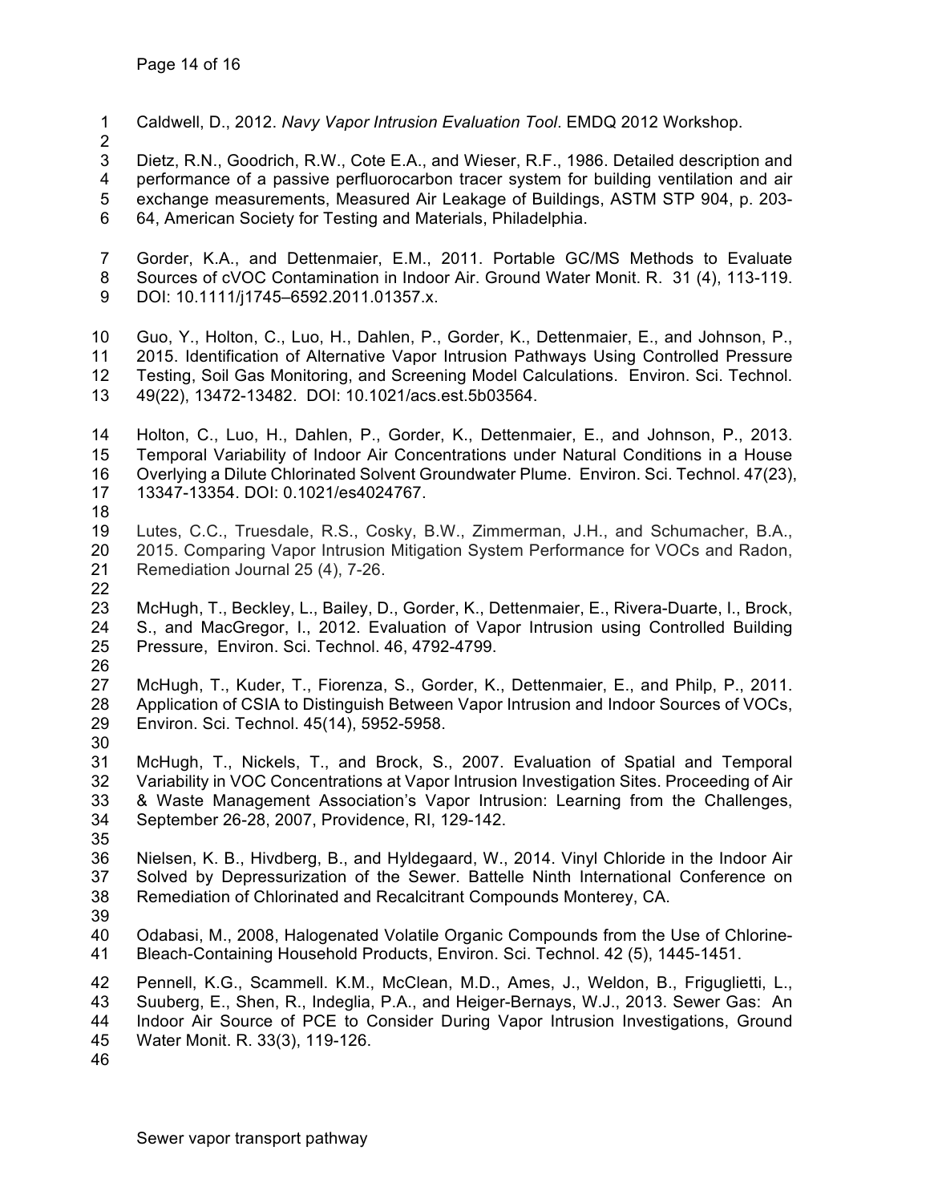Caldwell, D., 2012. *Navy Vapor Intrusion Evaluation Tool*. EMDQ 2012 Workshop.

Dietz, R.N., Goodrich, R.W., Cote E.A., and Wieser, R.F., 1986. Detailed description and performance of a passive perfluorocarbon tracer system for building ventilation and air exchange measurements, Measured Air Leakage of Buildings, ASTM STP 904, p. 203-64, American Society for Testing and Materials, Philadelphia.

Gorder, K.A., and Dettenmaier, E.M., 2011. Portable GC/MS Methods to Evaluate Sources of cVOC Contamination in Indoor Air. Ground Water Monit. R. 31 (4), 113-119. DOI: 10.1111/j1745–6592.2011.01357.x.

Guo, Y., Holton, C., Luo, H., Dahlen, P., Gorder, K., Dettenmaier, E., and Johnson, P., 2015. Identification of Alternative Vapor Intrusion Pathways Using Controlled Pressure Testing, Soil Gas Monitoring, and Screening Model Calculations. Environ. Sci. Technol. 49(22), 13472-13482. DOI: 10.1021/acs.est.5b03564.

Holton, C., Luo, H., Dahlen, P., Gorder, K., Dettenmaier, E., and Johnson, P., 2013. Temporal Variability of Indoor Air Concentrations under Natural Conditions in a House Overlying a Dilute Chlorinated Solvent Groundwater Plume. Environ. Sci. Technol. 47(23), 13347-13354. DOI: 0.1021/es4024767.

Lutes, C.C., Truesdale, R.S., Cosky, B.W., Zimmerman, J.H., and Schumacher, B.A., 2015. Comparing Vapor Intrusion Mitigation System Performance for VOCs and Radon, Remediation Journal 25 (4), 7-26.

McHugh, T., Beckley, L., Bailey, D., Gorder, K., Dettenmaier, E., Rivera-Duarte, I., Brock, S., and MacGregor, I., 2012. Evaluation of Vapor Intrusion using Controlled Building Pressure, Environ. Sci. Technol. 46, 4792-4799.

McHugh, T., Kuder, T., Fiorenza, S., Gorder, K., Dettenmaier, E., and Philp, P., 2011. Application of CSIA to Distinguish Between Vapor Intrusion and Indoor Sources of VOCs, Environ. Sci. Technol. 45(14), 5952-5958.

McHugh, T., Nickels, T., and Brock, S., 2007. Evaluation of Spatial and Temporal Variability in VOC Concentrations at Vapor Intrusion Investigation Sites. Proceeding of Air & Waste Management Association's Vapor Intrusion: Learning from the Challenges, September 26-28, 2007, Providence, RI, 129-142.

Nielsen, K. B., Hivdberg, B., and Hyldegaard, W., 2014. Vinyl Chloride in the Indoor Air Solved by Depressurization of the Sewer. Battelle Ninth International Conference on Remediation of Chlorinated and Recalcitrant Compounds Monterey, CA.

Odabasi, M., 2008, Halogenated Volatile Organic Compounds from the Use of Chlorine-Bleach-Containing Household Products, Environ. Sci. Technol. 42 (5), 1445-1451.

Pennell, K.G., Scammell. K.M., McClean, M.D., Ames, J., Weldon, B., Friguglietti, L., Suuberg, E., Shen, R., Indeglia, P.A., and Heiger-Bernays, W.J., 2013. Sewer Gas: An Indoor Air Source of PCE to Consider During Vapor Intrusion Investigations, Ground Water Monit. R. 33(3), 119-126.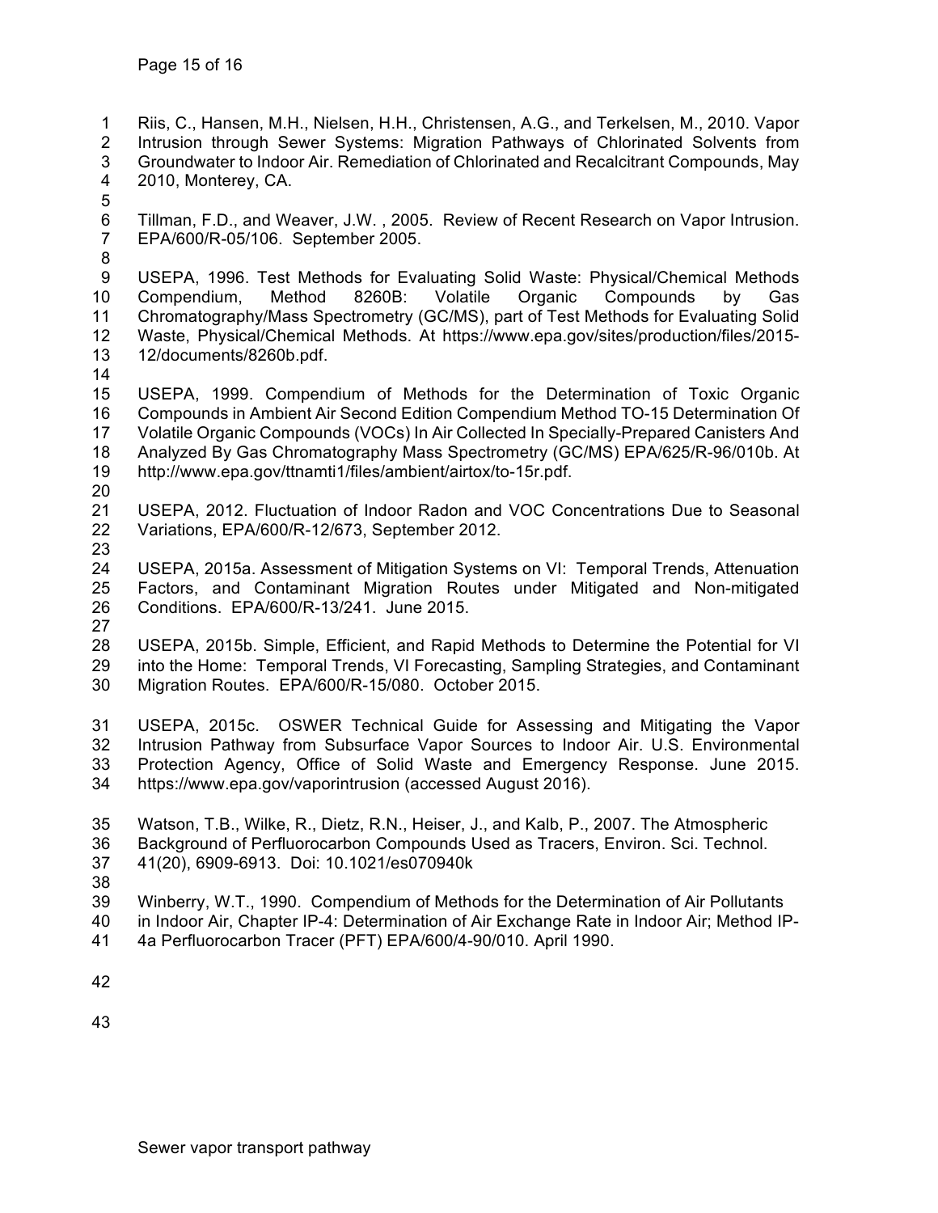Riis, C., Hansen, M.H., Nielsen, H.H., Christensen, A.G., and Terkelsen, M., 2010. Vapor Intrusion through Sewer Systems: Migration Pathways of Chlorinated Solvents from Groundwater to Indoor Air. Remediation of Chlorinated and Recalcitrant Compounds, May 2010, Monterey, CA.

Tillman, F.D., and Weaver, J.W. , 2005. Review of Recent Research on Vapor Intrusion. EPA/600/R-05/106. September 2005.

USEPA, 1996. Test Methods for Evaluating Solid Waste: Physical/Chemical Methods Compendium, Method 8260B: Volatile Organic Compounds by Gas Chromatography/Mass Spectrometry (GC/MS), part of Test Methods for Evaluating Solid Waste, Physical/Chemical Methods. At https://www.epa.gov/sites/production/files/2015-12/documents/8260b.pdf.

USEPA, 1999. Compendium of Methods for the Determination of Toxic Organic Compounds in Ambient Air Second Edition Compendium Method TO-15 Determination Of Volatile Organic Compounds (VOCs) In Air Collected In Specially-Prepared Canisters And Analyzed By Gas Chromatography Mass Spectrometry (GC/MS) EPA/625/R-96/010b. At http://www.epa.gov/ttnamti1/files/ambient/airtox/to-15r.pdf.

USEPA, 2012. Fluctuation of Indoor Radon and VOC Concentrations Due to Seasonal Variations, EPA/600/R-12/673, September 2012.

USEPA, 2015a. Assessment of Mitigation Systems on VI: Temporal Trends, Attenuation Factors, and Contaminant Migration Routes under Mitigated and Non-mitigated Conditions. EPA/600/R-13/241. June 2015.

USEPA, 2015b. Simple, Efficient, and Rapid Methods to Determine the Potential for VI into the Home: Temporal Trends, VI Forecasting, Sampling Strategies, and Contaminant Migration Routes. EPA/600/R-15/080. October 2015.

USEPA, 2015c. OSWER Technical Guide for Assessing and Mitigating the Vapor Intrusion Pathway from Subsurface Vapor Sources to Indoor Air. U.S. Environmental Protection Agency, Office of Solid Waste and Emergency Response. June 2015. https://www.epa.gov/vaporintrusion (accessed August 2016).

Watson, T.B., Wilke, R., Dietz, R.N., Heiser, J., and Kalb, P., 2007. The Atmospheric Background of Perfluorocarbon Compounds Used as Tracers, Environ. Sci. Technol. 41(20), 6909-6913. Doi: 10.1021/es070940k

Winberry, W.T., 1990. Compendium of Methods for the Determination of Air Pollutants in Indoor Air, Chapter IP-4: Determination of Air Exchange Rate in Indoor Air; Method IP-4a Perfluorocarbon Tracer (PFT) EPA/600/4-90/010. April 1990.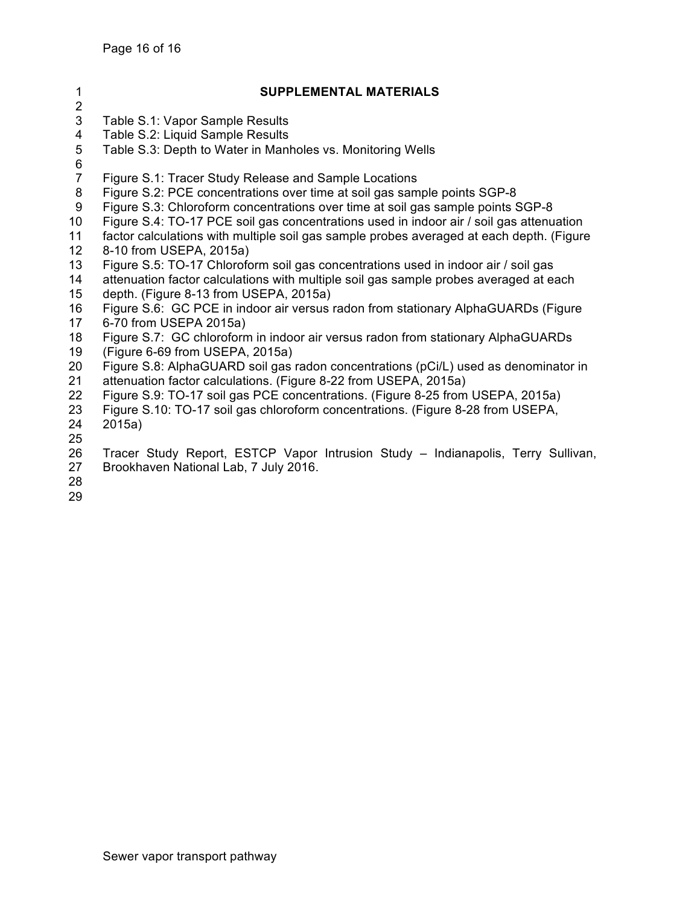## SUPPLEMENTAL MATERIALS

Table S.1: Vapor Sample Results
Table S.2: Liquid Sample Results
Table S.3: Depth to Water in Manholes vs. Monitoring Wells

Figure S.1: Tracer Study Release and Sample Locations
Figure S.2: PCE concentrations over time at soil gas sample points SGP-8
Figure S.3: Chloroform concentrations over time at soil gas sample points SGP-8
Figure S.4: TO-17 PCE soil gas concentrations used in indoor air / soil gas attenuation factor calculations with multiple soil gas sample probes averaged at each depth. (Figure 8-10 from USEPA, 2015a)
Figure S.5: TO-17 Chloroform soil gas concentrations used in indoor air / soil gas attenuation factor calculations with multiple soil gas sample probes averaged at each depth. (Figure 8-13 from USEPA, 2015a)
Figure S.6: GC PCE in indoor air versus radon from stationary AlphaGUARDs (Figure 6-70 from USEPA 2015a)
Figure S.7: GC chloroform in indoor air versus radon from stationary AlphaGUARDs (Figure 6-69 from USEPA, 2015a)
Figure S.8: AlphaGUARD soil gas radon concentrations (pCi/L) used as denominator in attenuation factor calculations. (Figure 8-22 from USEPA, 2015a)
Figure S.9: TO-17 soil gas PCE concentrations. (Figure 8-25 from USEPA, 2015a)
Figure S.10: TO-17 soil gas chloroform concentrations. (Figure 8-28 from USEPA, 2015a)

Tracer Study Report, ESTCP Vapor Intrusion Study – Indianapolis, Terry Sullivan, Brookhaven National Lab, 7 July 2016.